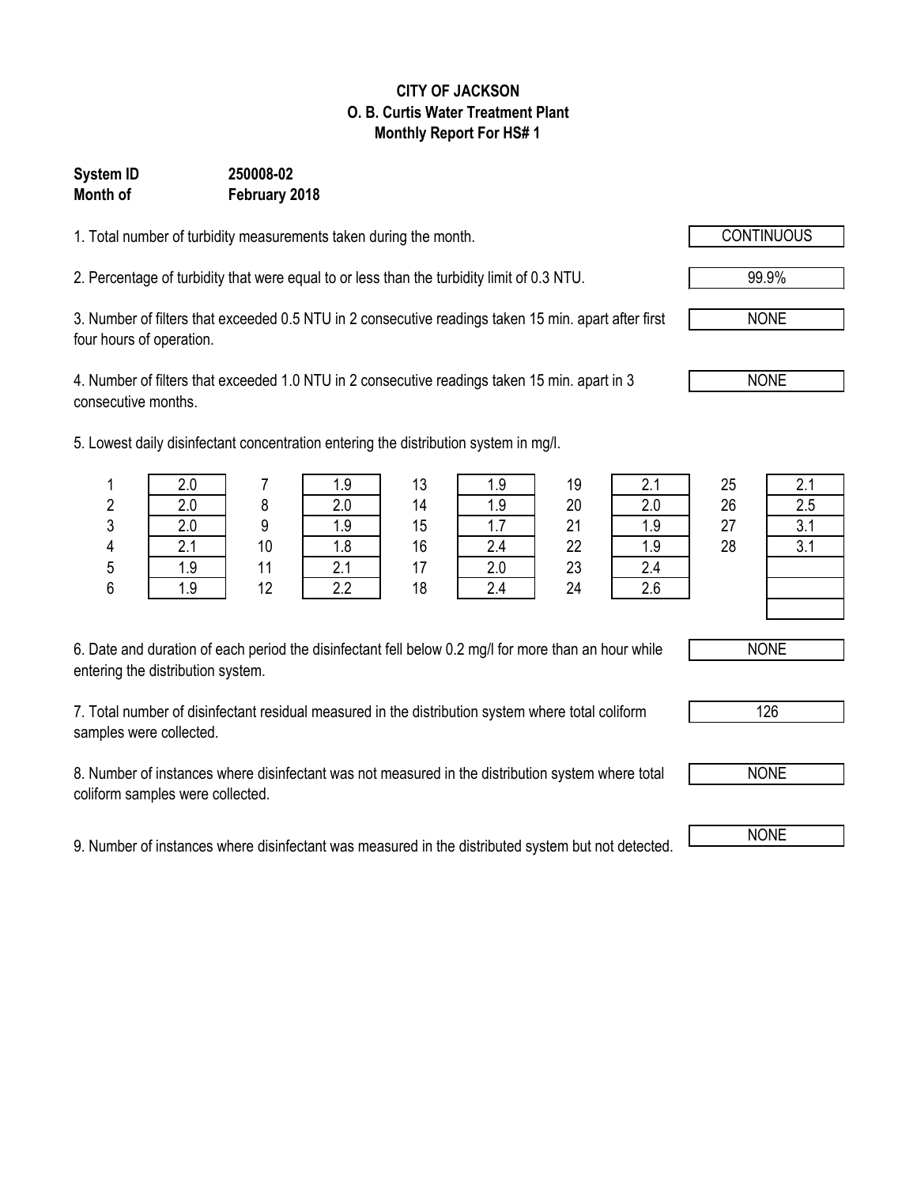**CITY OF JACKSON**
**O. B. Curtis Water Treatment Plant**
**Monthly Report For HS# 1**

**System ID** **250008-02**
**Month of** **February 2018**

1. Total number of turbidity measurements taken during the month. CONTINUOUS

2. Percentage of turbidity that were equal to or less than the turbidity limit of 0.3 NTU. 99.9%

3. Number of filters that exceeded 0.5 NTU in 2 consecutive readings taken 15 min. apart after first four hours of operation. NONE

4. Number of filters that exceeded 1.0 NTU in 2 consecutive readings taken 15 min. apart in 3 consecutive months. NONE

5. Lowest daily disinfectant concentration entering the distribution system in mg/l.

| Day | mg/l | Day | mg/l | Day | mg/l | Day | mg/l | Day | mg/l |
|---|---|---|---|---|---|---|---|---|---|
| 1 | 2.0 | 7 | 1.9 | 13 | 1.9 | 19 | 2.1 | 25 | 2.1 |
| 2 | 2.0 | 8 | 2.0 | 14 | 1.9 | 20 | 2.0 | 26 | 2.5 |
| 3 | 2.0 | 9 | 1.9 | 15 | 1.7 | 21 | 1.9 | 27 | 3.1 |
| 4 | 2.1 | 10 | 1.8 | 16 | 2.4 | 22 | 1.9 | 28 | 3.1 |
| 5 | 1.9 | 11 | 2.1 | 17 | 2.0 | 23 | 2.4 | | |
| 6 | 1.9 | 12 | 2.2 | 18 | 2.4 | 24 | 2.6 | | |
| | | | | | | | | | |

6. Date and duration of each period the disinfectant fell below 0.2 mg/l for more than an hour while entering the distribution system. NONE

7. Total number of disinfectant residual measured in the distribution system where total coliform samples were collected. 126

8. Number of instances where disinfectant was not measured in the distribution system where total coliform samples were collected. NONE

9. Number of instances where disinfectant was measured in the distributed system but not detected. NONE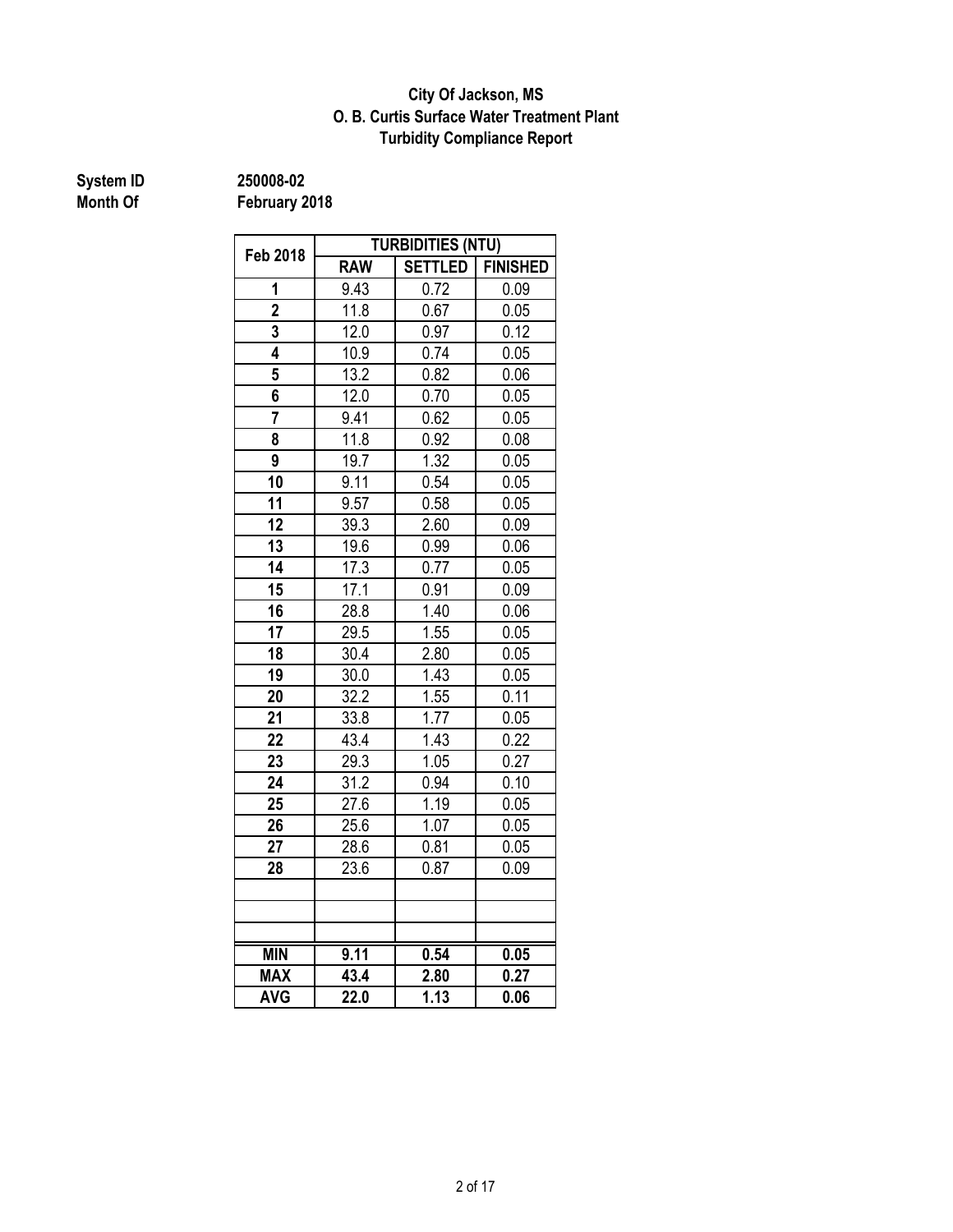**City Of Jackson, MS**
**O. B. Curtis Surface Water Treatment Plant**
**Turbidity Compliance Report**

**System ID** 250008-02
**Month Of** February 2018

| Feb 2018 | TURBIDITIES (NTU) | | |
|---|---|---|---|
| | RAW | SETTLED | FINISHED |
| 1 | 9.43 | 0.72 | 0.09 |
| 2 | 11.8 | 0.67 | 0.05 |
| 3 | 12.0 | 0.97 | 0.12 |
| 4 | 10.9 | 0.74 | 0.05 |
| 5 | 13.2 | 0.82 | 0.06 |
| 6 | 12.0 | 0.70 | 0.05 |
| 7 | 9.41 | 0.62 | 0.05 |
| 8 | 11.8 | 0.92 | 0.08 |
| 9 | 19.7 | 1.32 | 0.05 |
| 10 | 9.11 | 0.54 | 0.05 |
| 11 | 9.57 | 0.58 | 0.05 |
| 12 | 39.3 | 2.60 | 0.09 |
| 13 | 19.6 | 0.99 | 0.06 |
| 14 | 17.3 | 0.77 | 0.05 |
| 15 | 17.1 | 0.91 | 0.09 |
| 16 | 28.8 | 1.40 | 0.06 |
| 17 | 29.5 | 1.55 | 0.05 |
| 18 | 30.4 | 2.80 | 0.05 |
| 19 | 30.0 | 1.43 | 0.05 |
| 20 | 32.2 | 1.55 | 0.11 |
| 21 | 33.8 | 1.77 | 0.05 |
| 22 | 43.4 | 1.43 | 0.22 |
| 23 | 29.3 | 1.05 | 0.27 |
| 24 | 31.2 | 0.94 | 0.10 |
| 25 | 27.6 | 1.19 | 0.05 |
| 26 | 25.6 | 1.07 | 0.05 |
| 27 | 28.6 | 0.81 | 0.05 |
| 28 | 23.6 | 0.87 | 0.09 |
| | | | |
| | | | |
| | | | |
| **MIN** | **9.11** | **0.54** | **0.05** |
| **MAX** | **43.4** | **2.80** | **0.27** |
| **AVG** | **22.0** | **1.13** | **0.06** |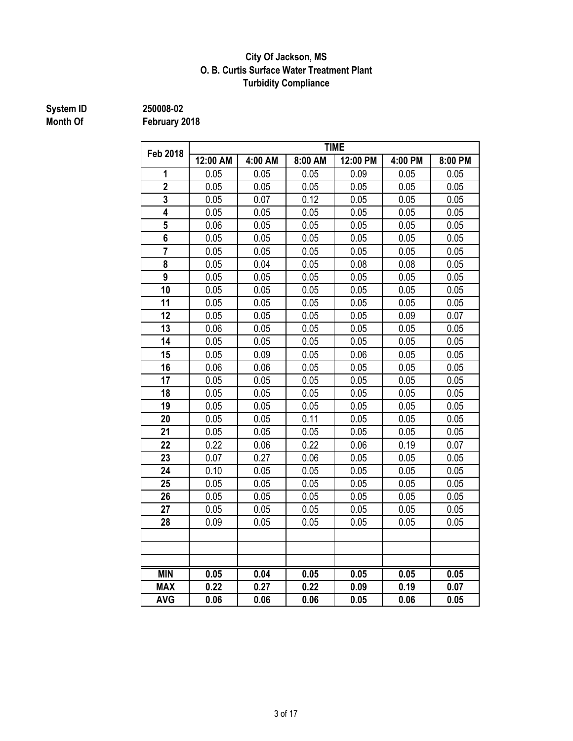**City Of Jackson, MS**
**O. B. Curtis Surface Water Treatment Plant**
**Turbidity Compliance**

**System ID** 250008-02
**Month Of** February 2018

| Feb 2018 | TIME | | | | | |
|---|---|---|---|---|---|---|
| | 12:00 AM | 4:00 AM | 8:00 AM | 12:00 PM | 4:00 PM | 8:00 PM |
| 1 | 0.05 | 0.05 | 0.05 | 0.09 | 0.05 | 0.05 |
| 2 | 0.05 | 0.05 | 0.05 | 0.05 | 0.05 | 0.05 |
| 3 | 0.05 | 0.07 | 0.12 | 0.05 | 0.05 | 0.05 |
| 4 | 0.05 | 0.05 | 0.05 | 0.05 | 0.05 | 0.05 |
| 5 | 0.06 | 0.05 | 0.05 | 0.05 | 0.05 | 0.05 |
| 6 | 0.05 | 0.05 | 0.05 | 0.05 | 0.05 | 0.05 |
| 7 | 0.05 | 0.05 | 0.05 | 0.05 | 0.05 | 0.05 |
| 8 | 0.05 | 0.04 | 0.05 | 0.08 | 0.08 | 0.05 |
| 9 | 0.05 | 0.05 | 0.05 | 0.05 | 0.05 | 0.05 |
| 10 | 0.05 | 0.05 | 0.05 | 0.05 | 0.05 | 0.05 |
| 11 | 0.05 | 0.05 | 0.05 | 0.05 | 0.05 | 0.05 |
| 12 | 0.05 | 0.05 | 0.05 | 0.05 | 0.09 | 0.07 |
| 13 | 0.06 | 0.05 | 0.05 | 0.05 | 0.05 | 0.05 |
| 14 | 0.05 | 0.05 | 0.05 | 0.05 | 0.05 | 0.05 |
| 15 | 0.05 | 0.09 | 0.05 | 0.06 | 0.05 | 0.05 |
| 16 | 0.06 | 0.06 | 0.05 | 0.05 | 0.05 | 0.05 |
| 17 | 0.05 | 0.05 | 0.05 | 0.05 | 0.05 | 0.05 |
| 18 | 0.05 | 0.05 | 0.05 | 0.05 | 0.05 | 0.05 |
| 19 | 0.05 | 0.05 | 0.05 | 0.05 | 0.05 | 0.05 |
| 20 | 0.05 | 0.05 | 0.11 | 0.05 | 0.05 | 0.05 |
| 21 | 0.05 | 0.05 | 0.05 | 0.05 | 0.05 | 0.05 |
| 22 | 0.22 | 0.06 | 0.22 | 0.06 | 0.19 | 0.07 |
| 23 | 0.07 | 0.27 | 0.06 | 0.05 | 0.05 | 0.05 |
| 24 | 0.10 | 0.05 | 0.05 | 0.05 | 0.05 | 0.05 |
| 25 | 0.05 | 0.05 | 0.05 | 0.05 | 0.05 | 0.05 |
| 26 | 0.05 | 0.05 | 0.05 | 0.05 | 0.05 | 0.05 |
| 27 | 0.05 | 0.05 | 0.05 | 0.05 | 0.05 | 0.05 |
| 28 | 0.09 | 0.05 | 0.05 | 0.05 | 0.05 | 0.05 |
| | | | | | | |
| | | | | | | |
| | | | | | | |
| **MIN** | **0.05** | **0.04** | **0.05** | **0.05** | **0.05** | **0.05** |
| **MAX** | **0.22** | **0.27** | **0.22** | **0.09** | **0.19** | **0.07** |
| **AVG** | **0.06** | **0.06** | **0.06** | **0.05** | **0.06** | **0.05** |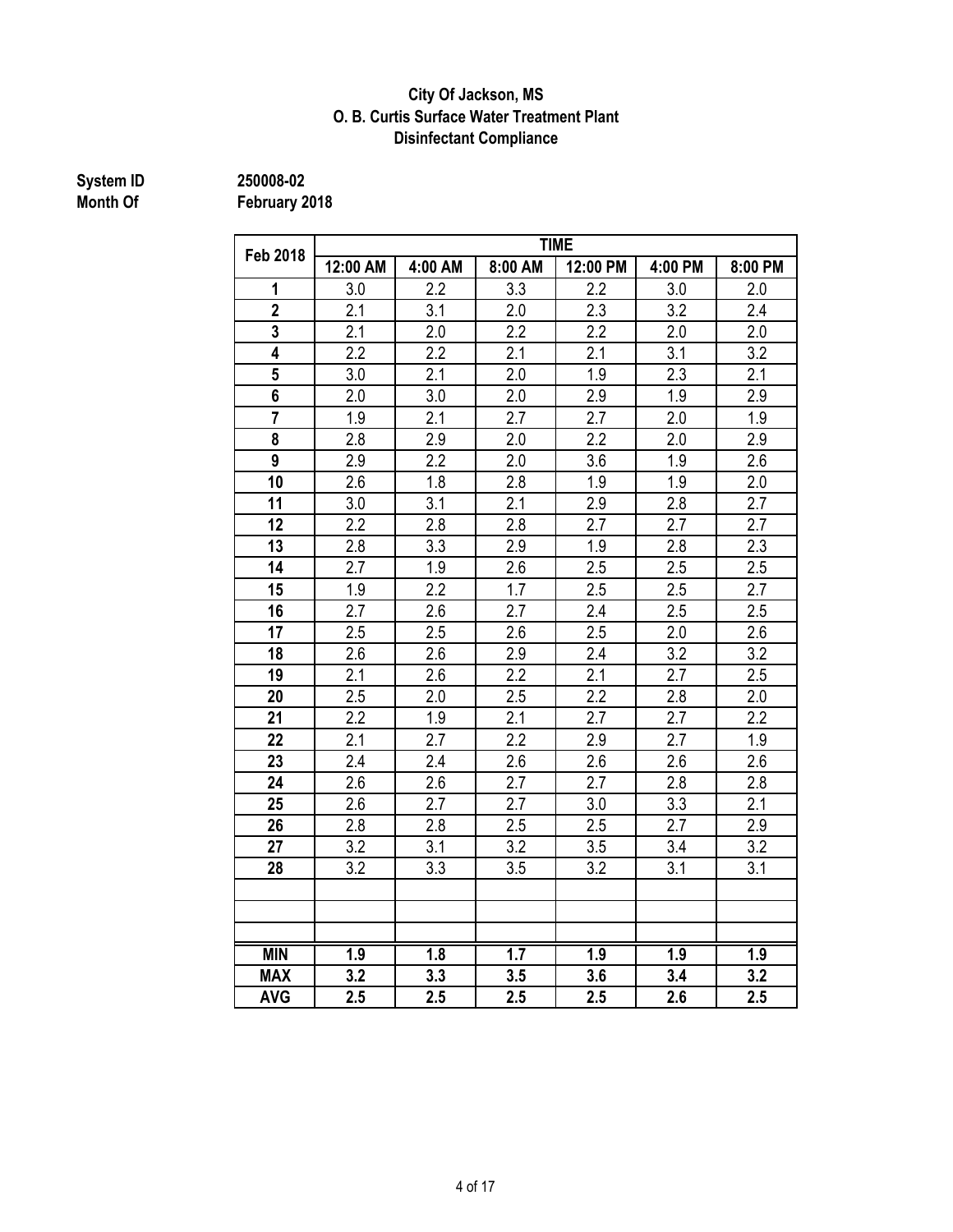**City Of Jackson, MS**
**O. B. Curtis Surface Water Treatment Plant**
**Disinfectant Compliance**

**System ID** 250008-02
**Month Of** February 2018

| Feb 2018 | TIME | | | | | |
|---|---|---|---|---|---|---|
| | 12:00 AM | 4:00 AM | 8:00 AM | 12:00 PM | 4:00 PM | 8:00 PM |
| 1 | 3.0 | 2.2 | 3.3 | 2.2 | 3.0 | 2.0 |
| 2 | 2.1 | 3.1 | 2.0 | 2.3 | 3.2 | 2.4 |
| 3 | 2.1 | 2.0 | 2.2 | 2.2 | 2.0 | 2.0 |
| 4 | 2.2 | 2.2 | 2.1 | 2.1 | 3.1 | 3.2 |
| 5 | 3.0 | 2.1 | 2.0 | 1.9 | 2.3 | 2.1 |
| 6 | 2.0 | 3.0 | 2.0 | 2.9 | 1.9 | 2.9 |
| 7 | 1.9 | 2.1 | 2.7 | 2.7 | 2.0 | 1.9 |
| 8 | 2.8 | 2.9 | 2.0 | 2.2 | 2.0 | 2.9 |
| 9 | 2.9 | 2.2 | 2.0 | 3.6 | 1.9 | 2.6 |
| 10 | 2.6 | 1.8 | 2.8 | 1.9 | 1.9 | 2.0 |
| 11 | 3.0 | 3.1 | 2.1 | 2.9 | 2.8 | 2.7 |
| 12 | 2.2 | 2.8 | 2.8 | 2.7 | 2.7 | 2.7 |
| 13 | 2.8 | 3.3 | 2.9 | 1.9 | 2.8 | 2.3 |
| 14 | 2.7 | 1.9 | 2.6 | 2.5 | 2.5 | 2.5 |
| 15 | 1.9 | 2.2 | 1.7 | 2.5 | 2.5 | 2.7 |
| 16 | 2.7 | 2.6 | 2.7 | 2.4 | 2.5 | 2.5 |
| 17 | 2.5 | 2.5 | 2.6 | 2.5 | 2.0 | 2.6 |
| 18 | 2.6 | 2.6 | 2.9 | 2.4 | 3.2 | 3.2 |
| 19 | 2.1 | 2.6 | 2.2 | 2.1 | 2.7 | 2.5 |
| 20 | 2.5 | 2.0 | 2.5 | 2.2 | 2.8 | 2.0 |
| 21 | 2.2 | 1.9 | 2.1 | 2.7 | 2.7 | 2.2 |
| 22 | 2.1 | 2.7 | 2.2 | 2.9 | 2.7 | 1.9 |
| 23 | 2.4 | 2.4 | 2.6 | 2.6 | 2.6 | 2.6 |
| 24 | 2.6 | 2.6 | 2.7 | 2.7 | 2.8 | 2.8 |
| 25 | 2.6 | 2.7 | 2.7 | 3.0 | 3.3 | 2.1 |
| 26 | 2.8 | 2.8 | 2.5 | 2.5 | 2.7 | 2.9 |
| 27 | 3.2 | 3.1 | 3.2 | 3.5 | 3.4 | 3.2 |
| 28 | 3.2 | 3.3 | 3.5 | 3.2 | 3.1 | 3.1 |
| | | | | | | |
| | | | | | | |
| | | | | | | |
| **MIN** | **1.9** | **1.8** | **1.7** | **1.9** | **1.9** | **1.9** |
| **MAX** | **3.2** | **3.3** | **3.5** | **3.6** | **3.4** | **3.2** |
| **AVG** | **2.5** | **2.5** | **2.5** | **2.5** | **2.6** | **2.5** |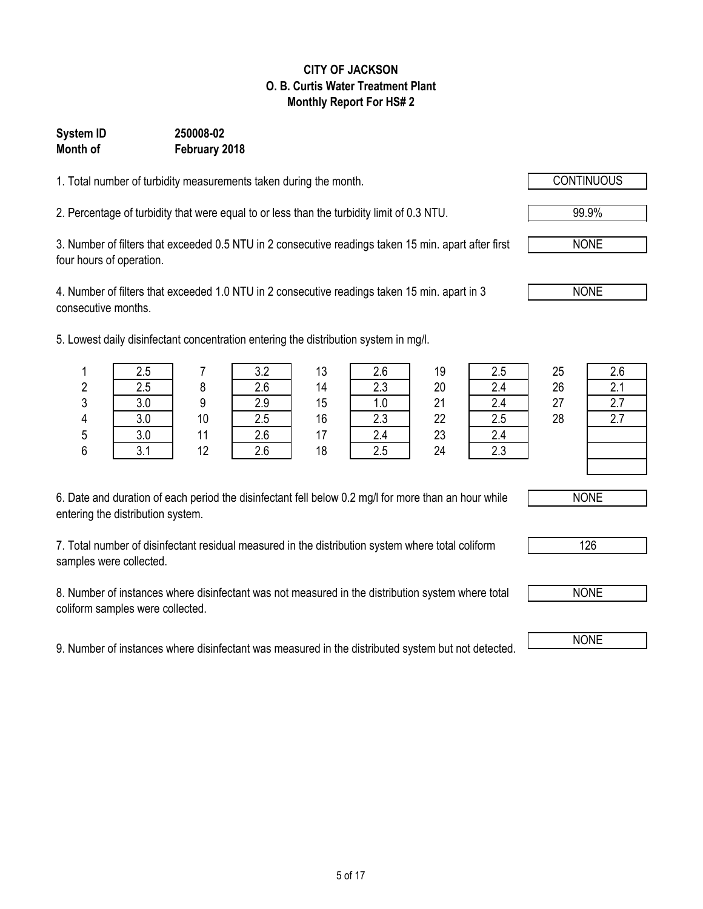**CITY OF JACKSON**
**O. B. Curtis Water Treatment Plant**
**Monthly Report For HS# 2**

**System ID** **250008-02**
**Month of** **February 2018**

1. Total number of turbidity measurements taken during the month. — CONTINUOUS

2. Percentage of turbidity that were equal to or less than the turbidity limit of 0.3 NTU. — 99.9%

3. Number of filters that exceeded 0.5 NTU in 2 consecutive readings taken 15 min. apart after first four hours of operation. — NONE

4. Number of filters that exceeded 1.0 NTU in 2 consecutive readings taken 15 min. apart in 3 consecutive months. — NONE

5. Lowest daily disinfectant concentration entering the distribution system in mg/l.

| Day | mg/l | Day | mg/l | Day | mg/l | Day | mg/l | Day | mg/l |
|---|---|---|---|---|---|---|---|---|---|
| 1 | 2.5 | 7 | 3.2 | 13 | 2.6 | 19 | 2.5 | 25 | 2.6 |
| 2 | 2.5 | 8 | 2.6 | 14 | 2.3 | 20 | 2.4 | 26 | 2.1 |
| 3 | 3.0 | 9 | 2.9 | 15 | 1.0 | 21 | 2.4 | 27 | 2.7 |
| 4 | 3.0 | 10 | 2.5 | 16 | 2.3 | 22 | 2.5 | 28 | 2.7 |
| 5 | 3.0 | 11 | 2.6 | 17 | 2.4 | 23 | 2.4 | | |
| 6 | 3.1 | 12 | 2.6 | 18 | 2.5 | 24 | 2.3 | | |
| | | | | | | | | | |

6. Date and duration of each period the disinfectant fell below 0.2 mg/l for more than an hour while entering the distribution system. — NONE

7. Total number of disinfectant residual measured in the distribution system where total coliform samples were collected. — 126

8. Number of instances where disinfectant was not measured in the distribution system where total coliform samples were collected. — NONE

9. Number of instances where disinfectant was measured in the distributed system but not detected. — NONE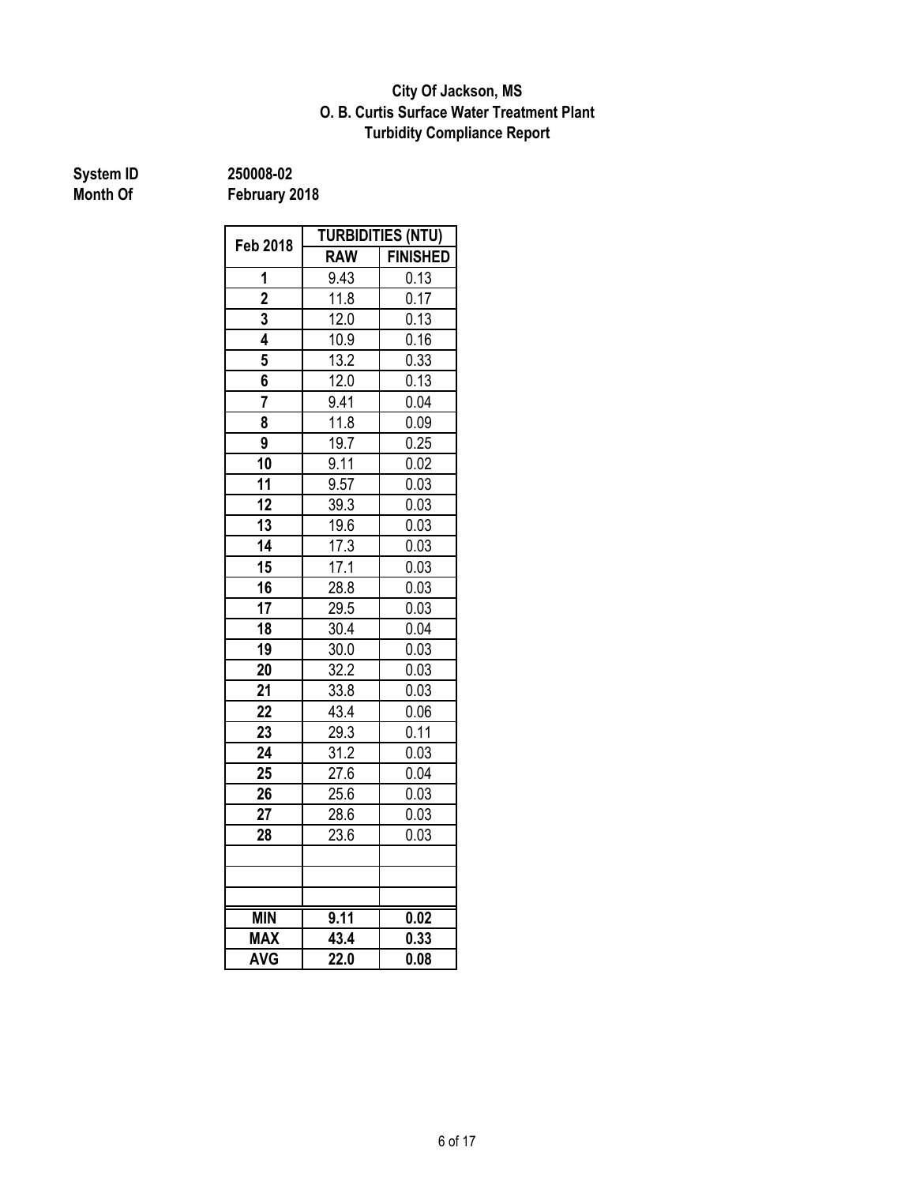**City Of Jackson, MS**
**O. B. Curtis Surface Water Treatment Plant**
**Turbidity Compliance Report**

**System ID** 250008-02
**Month Of** February 2018

| Feb 2018 | TURBIDITIES (NTU) | |
|---|---|---|
| | RAW | FINISHED |
| 1 | 9.43 | 0.13 |
| 2 | 11.8 | 0.17 |
| 3 | 12.0 | 0.13 |
| 4 | 10.9 | 0.16 |
| 5 | 13.2 | 0.33 |
| 6 | 12.0 | 0.13 |
| 7 | 9.41 | 0.04 |
| 8 | 11.8 | 0.09 |
| 9 | 19.7 | 0.25 |
| 10 | 9.11 | 0.02 |
| 11 | 9.57 | 0.03 |
| 12 | 39.3 | 0.03 |
| 13 | 19.6 | 0.03 |
| 14 | 17.3 | 0.03 |
| 15 | 17.1 | 0.03 |
| 16 | 28.8 | 0.03 |
| 17 | 29.5 | 0.03 |
| 18 | 30.4 | 0.04 |
| 19 | 30.0 | 0.03 |
| 20 | 32.2 | 0.03 |
| 21 | 33.8 | 0.03 |
| 22 | 43.4 | 0.06 |
| 23 | 29.3 | 0.11 |
| 24 | 31.2 | 0.03 |
| 25 | 27.6 | 0.04 |
| 26 | 25.6 | 0.03 |
| 27 | 28.6 | 0.03 |
| 28 | 23.6 | 0.03 |
| | | |
| | | |
| | | |
| **MIN** | **9.11** | **0.02** |
| **MAX** | **43.4** | **0.33** |
| **AVG** | **22.0** | **0.08** |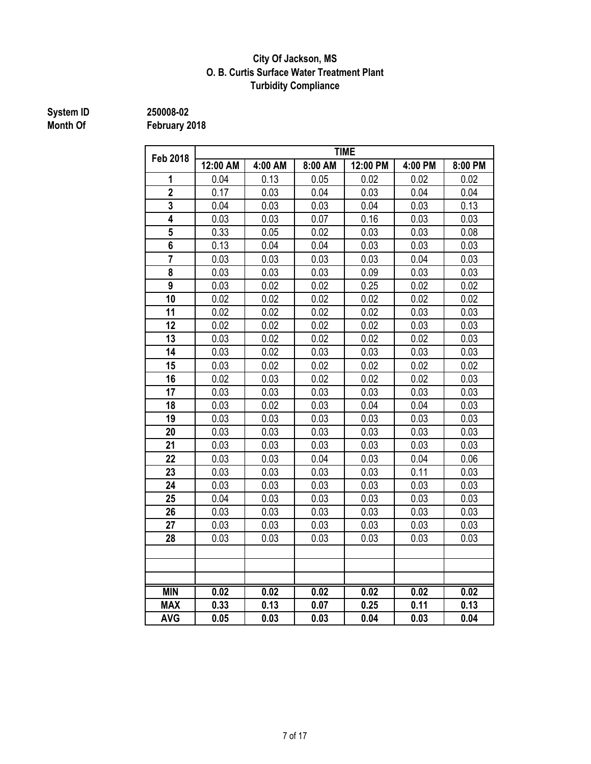**City Of Jackson, MS**
**O. B. Curtis Surface Water Treatment Plant**
**Turbidity Compliance**

**System ID** 250008-02
**Month Of** February 2018

| Feb 2018 | TIME | | | | | |
|---|---|---|---|---|---|---|
| | 12:00 AM | 4:00 AM | 8:00 AM | 12:00 PM | 4:00 PM | 8:00 PM |
| 1 | 0.04 | 0.13 | 0.05 | 0.02 | 0.02 | 0.02 |
| 2 | 0.17 | 0.03 | 0.04 | 0.03 | 0.04 | 0.04 |
| 3 | 0.04 | 0.03 | 0.03 | 0.04 | 0.03 | 0.13 |
| 4 | 0.03 | 0.03 | 0.07 | 0.16 | 0.03 | 0.03 |
| 5 | 0.33 | 0.05 | 0.02 | 0.03 | 0.03 | 0.08 |
| 6 | 0.13 | 0.04 | 0.04 | 0.03 | 0.03 | 0.03 |
| 7 | 0.03 | 0.03 | 0.03 | 0.03 | 0.04 | 0.03 |
| 8 | 0.03 | 0.03 | 0.03 | 0.09 | 0.03 | 0.03 |
| 9 | 0.03 | 0.02 | 0.02 | 0.25 | 0.02 | 0.02 |
| 10 | 0.02 | 0.02 | 0.02 | 0.02 | 0.02 | 0.02 |
| 11 | 0.02 | 0.02 | 0.02 | 0.02 | 0.03 | 0.03 |
| 12 | 0.02 | 0.02 | 0.02 | 0.02 | 0.03 | 0.03 |
| 13 | 0.03 | 0.02 | 0.02 | 0.02 | 0.02 | 0.03 |
| 14 | 0.03 | 0.02 | 0.03 | 0.03 | 0.03 | 0.03 |
| 15 | 0.03 | 0.02 | 0.02 | 0.02 | 0.02 | 0.02 |
| 16 | 0.02 | 0.03 | 0.02 | 0.02 | 0.02 | 0.03 |
| 17 | 0.03 | 0.03 | 0.03 | 0.03 | 0.03 | 0.03 |
| 18 | 0.03 | 0.02 | 0.03 | 0.04 | 0.04 | 0.03 |
| 19 | 0.03 | 0.03 | 0.03 | 0.03 | 0.03 | 0.03 |
| 20 | 0.03 | 0.03 | 0.03 | 0.03 | 0.03 | 0.03 |
| 21 | 0.03 | 0.03 | 0.03 | 0.03 | 0.03 | 0.03 |
| 22 | 0.03 | 0.03 | 0.04 | 0.03 | 0.04 | 0.06 |
| 23 | 0.03 | 0.03 | 0.03 | 0.03 | 0.11 | 0.03 |
| 24 | 0.03 | 0.03 | 0.03 | 0.03 | 0.03 | 0.03 |
| 25 | 0.04 | 0.03 | 0.03 | 0.03 | 0.03 | 0.03 |
| 26 | 0.03 | 0.03 | 0.03 | 0.03 | 0.03 | 0.03 |
| 27 | 0.03 | 0.03 | 0.03 | 0.03 | 0.03 | 0.03 |
| 28 | 0.03 | 0.03 | 0.03 | 0.03 | 0.03 | 0.03 |
| | | | | | | |
| | | | | | | |
| | | | | | | |
| **MIN** | **0.02** | **0.02** | **0.02** | **0.02** | **0.02** | **0.02** |
| **MAX** | **0.33** | **0.13** | **0.07** | **0.25** | **0.11** | **0.13** |
| **AVG** | **0.05** | **0.03** | **0.03** | **0.04** | **0.03** | **0.04** |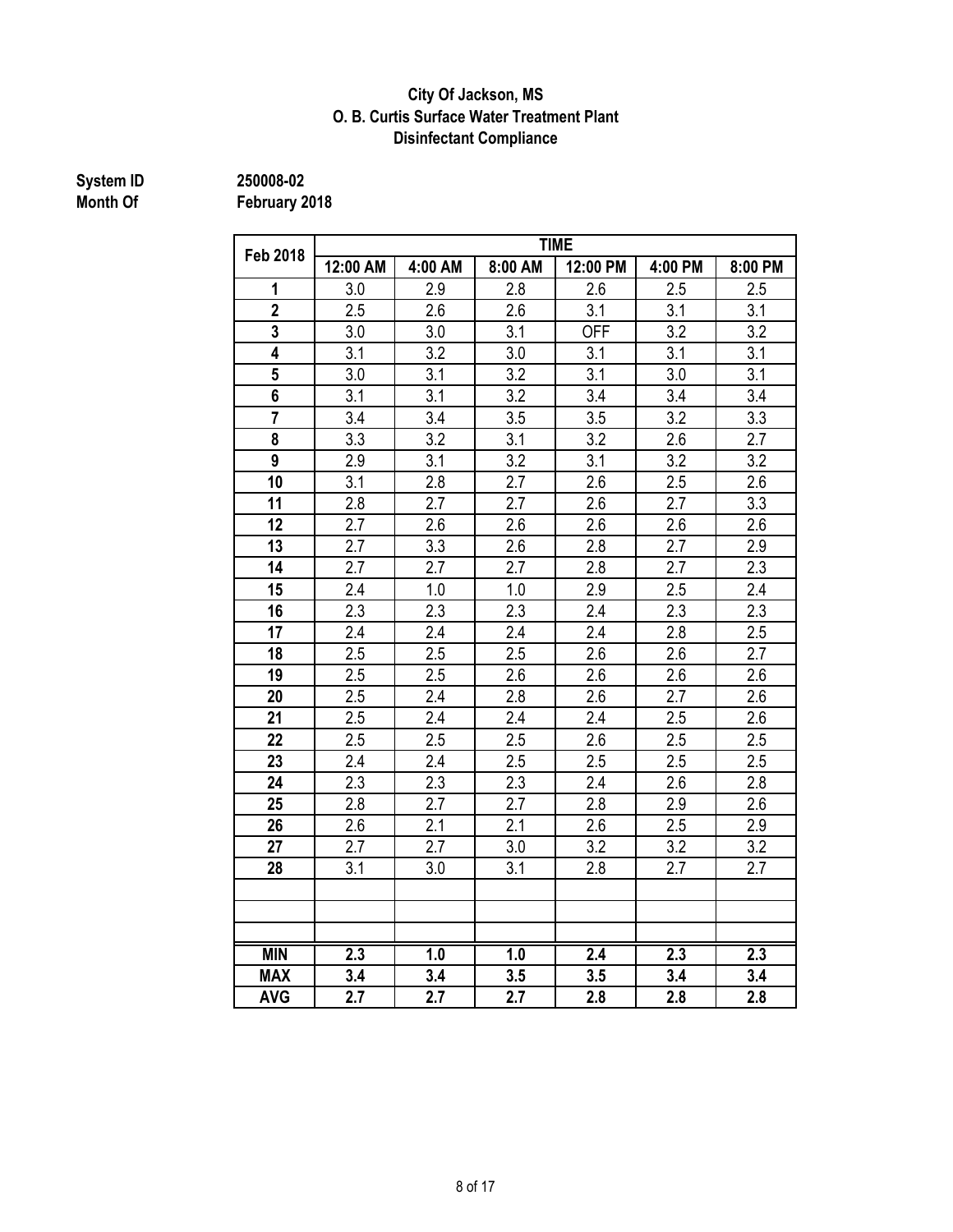**City Of Jackson, MS**
**O. B. Curtis Surface Water Treatment Plant**
**Disinfectant Compliance**

**System ID** 250008-02
**Month Of** February 2018

| Feb 2018 | TIME | | | | | |
|---|---|---|---|---|---|---|
| | 12:00 AM | 4:00 AM | 8:00 AM | 12:00 PM | 4:00 PM | 8:00 PM |
| 1 | 3.0 | 2.9 | 2.8 | 2.6 | 2.5 | 2.5 |
| 2 | 2.5 | 2.6 | 2.6 | 3.1 | 3.1 | 3.1 |
| 3 | 3.0 | 3.0 | 3.1 | OFF | 3.2 | 3.2 |
| 4 | 3.1 | 3.2 | 3.0 | 3.1 | 3.1 | 3.1 |
| 5 | 3.0 | 3.1 | 3.2 | 3.1 | 3.0 | 3.1 |
| 6 | 3.1 | 3.1 | 3.2 | 3.4 | 3.4 | 3.4 |
| 7 | 3.4 | 3.4 | 3.5 | 3.5 | 3.2 | 3.3 |
| 8 | 3.3 | 3.2 | 3.1 | 3.2 | 2.6 | 2.7 |
| 9 | 2.9 | 3.1 | 3.2 | 3.1 | 3.2 | 3.2 |
| 10 | 3.1 | 2.8 | 2.7 | 2.6 | 2.5 | 2.6 |
| 11 | 2.8 | 2.7 | 2.7 | 2.6 | 2.7 | 3.3 |
| 12 | 2.7 | 2.6 | 2.6 | 2.6 | 2.6 | 2.6 |
| 13 | 2.7 | 3.3 | 2.6 | 2.8 | 2.7 | 2.9 |
| 14 | 2.7 | 2.7 | 2.7 | 2.8 | 2.7 | 2.3 |
| 15 | 2.4 | 1.0 | 1.0 | 2.9 | 2.5 | 2.4 |
| 16 | 2.3 | 2.3 | 2.3 | 2.4 | 2.3 | 2.3 |
| 17 | 2.4 | 2.4 | 2.4 | 2.4 | 2.8 | 2.5 |
| 18 | 2.5 | 2.5 | 2.5 | 2.6 | 2.6 | 2.7 |
| 19 | 2.5 | 2.5 | 2.6 | 2.6 | 2.6 | 2.6 |
| 20 | 2.5 | 2.4 | 2.8 | 2.6 | 2.7 | 2.6 |
| 21 | 2.5 | 2.4 | 2.4 | 2.4 | 2.5 | 2.6 |
| 22 | 2.5 | 2.5 | 2.5 | 2.6 | 2.5 | 2.5 |
| 23 | 2.4 | 2.4 | 2.5 | 2.5 | 2.5 | 2.5 |
| 24 | 2.3 | 2.3 | 2.3 | 2.4 | 2.6 | 2.8 |
| 25 | 2.8 | 2.7 | 2.7 | 2.8 | 2.9 | 2.6 |
| 26 | 2.6 | 2.1 | 2.1 | 2.6 | 2.5 | 2.9 |
| 27 | 2.7 | 2.7 | 3.0 | 3.2 | 3.2 | 3.2 |
| 28 | 3.1 | 3.0 | 3.1 | 2.8 | 2.7 | 2.7 |
| | | | | | | |
| | | | | | | |
| | | | | | | |
| **MIN** | **2.3** | **1.0** | **1.0** | **2.4** | **2.3** | **2.3** |
| **MAX** | **3.4** | **3.4** | **3.5** | **3.5** | **3.4** | **3.4** |
| **AVG** | **2.7** | **2.7** | **2.7** | **2.8** | **2.8** | **2.8** |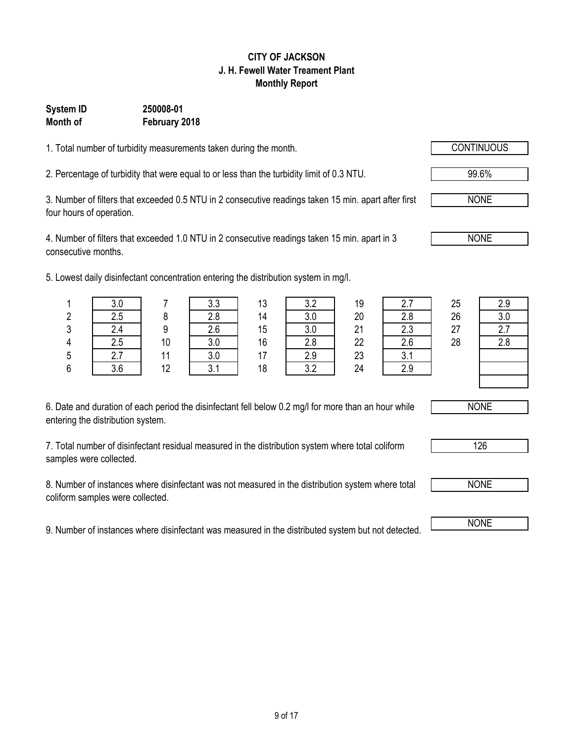**CITY OF JACKSON**
**J. H. Fewell Water Treament Plant**
**Monthly Report**

**System ID** **250008-01**
**Month of** **February 2018**

1. Total number of turbidity measurements taken during the month. CONTINUOUS

2. Percentage of turbidity that were equal to or less than the turbidity limit of 0.3 NTU. 99.6%

3. Number of filters that exceeded 0.5 NTU in 2 consecutive readings taken 15 min. apart after first four hours of operation. NONE

4. Number of filters that exceeded 1.0 NTU in 2 consecutive readings taken 15 min. apart in 3 consecutive months. NONE

5. Lowest daily disinfectant concentration entering the distribution system in mg/l.

| Day | mg/l | Day | mg/l | Day | mg/l | Day | mg/l | Day | mg/l |
|---|---|---|---|---|---|---|---|---|---|
| 1 | 3.0 | 7 | 3.3 | 13 | 3.2 | 19 | 2.7 | 25 | 2.9 |
| 2 | 2.5 | 8 | 2.8 | 14 | 3.0 | 20 | 2.8 | 26 | 3.0 |
| 3 | 2.4 | 9 | 2.6 | 15 | 3.0 | 21 | 2.3 | 27 | 2.7 |
| 4 | 2.5 | 10 | 3.0 | 16 | 2.8 | 22 | 2.6 | 28 | 2.8 |
| 5 | 2.7 | 11 | 3.0 | 17 | 2.9 | 23 | 3.1 | | |
| 6 | 3.6 | 12 | 3.1 | 18 | 3.2 | 24 | 2.9 | | |

6. Date and duration of each period the disinfectant fell below 0.2 mg/l for more than an hour while entering the distribution system. NONE

7. Total number of disinfectant residual measured in the distribution system where total coliform samples were collected. 126

8. Number of instances where disinfectant was not measured in the distribution system where total coliform samples were collected. NONE

9. Number of instances where disinfectant was measured in the distributed system but not detected. NONE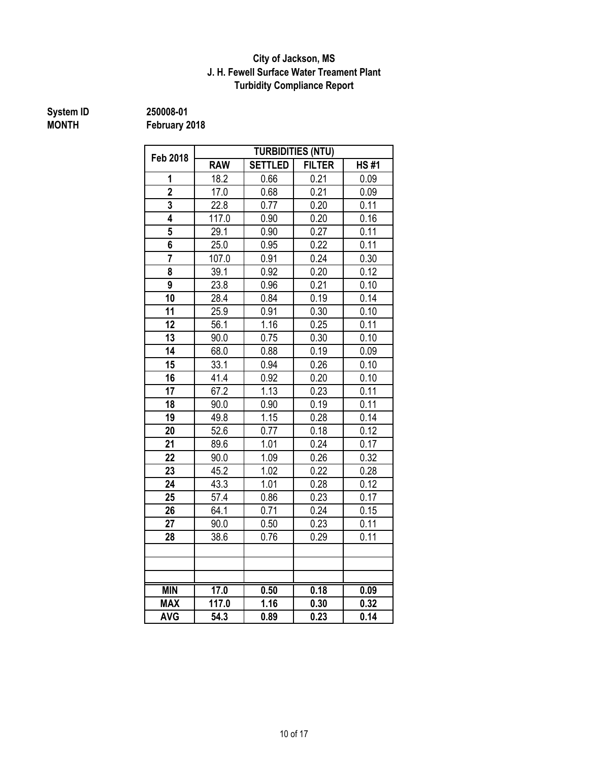**City of Jackson, MS**
**J. H. Fewell Surface Water Treament Plant**
**Turbidity Compliance Report**

**System ID** 250008-01
**MONTH** February 2018

| Feb 2018 | TURBIDITIES (NTU) | | | |
|---|---|---|---|---|
| | RAW | SETTLED | FILTER | HS #1 |
| 1 | 18.2 | 0.66 | 0.21 | 0.09 |
| 2 | 17.0 | 0.68 | 0.21 | 0.09 |
| 3 | 22.8 | 0.77 | 0.20 | 0.11 |
| 4 | 117.0 | 0.90 | 0.20 | 0.16 |
| 5 | 29.1 | 0.90 | 0.27 | 0.11 |
| 6 | 25.0 | 0.95 | 0.22 | 0.11 |
| 7 | 107.0 | 0.91 | 0.24 | 0.30 |
| 8 | 39.1 | 0.92 | 0.20 | 0.12 |
| 9 | 23.8 | 0.96 | 0.21 | 0.10 |
| 10 | 28.4 | 0.84 | 0.19 | 0.14 |
| 11 | 25.9 | 0.91 | 0.30 | 0.10 |
| 12 | 56.1 | 1.16 | 0.25 | 0.11 |
| 13 | 90.0 | 0.75 | 0.30 | 0.10 |
| 14 | 68.0 | 0.88 | 0.19 | 0.09 |
| 15 | 33.1 | 0.94 | 0.26 | 0.10 |
| 16 | 41.4 | 0.92 | 0.20 | 0.10 |
| 17 | 67.2 | 1.13 | 0.23 | 0.11 |
| 18 | 90.0 | 0.90 | 0.19 | 0.11 |
| 19 | 49.8 | 1.15 | 0.28 | 0.14 |
| 20 | 52.6 | 0.77 | 0.18 | 0.12 |
| 21 | 89.6 | 1.01 | 0.24 | 0.17 |
| 22 | 90.0 | 1.09 | 0.26 | 0.32 |
| 23 | 45.2 | 1.02 | 0.22 | 0.28 |
| 24 | 43.3 | 1.01 | 0.28 | 0.12 |
| 25 | 57.4 | 0.86 | 0.23 | 0.17 |
| 26 | 64.1 | 0.71 | 0.24 | 0.15 |
| 27 | 90.0 | 0.50 | 0.23 | 0.11 |
| 28 | 38.6 | 0.76 | 0.29 | 0.11 |
| | | | | |
| | | | | |
| | | | | |
| **MIN** | **17.0** | **0.50** | **0.18** | **0.09** |
| **MAX** | **117.0** | **1.16** | **0.30** | **0.32** |
| **AVG** | **54.3** | **0.89** | **0.23** | **0.14** |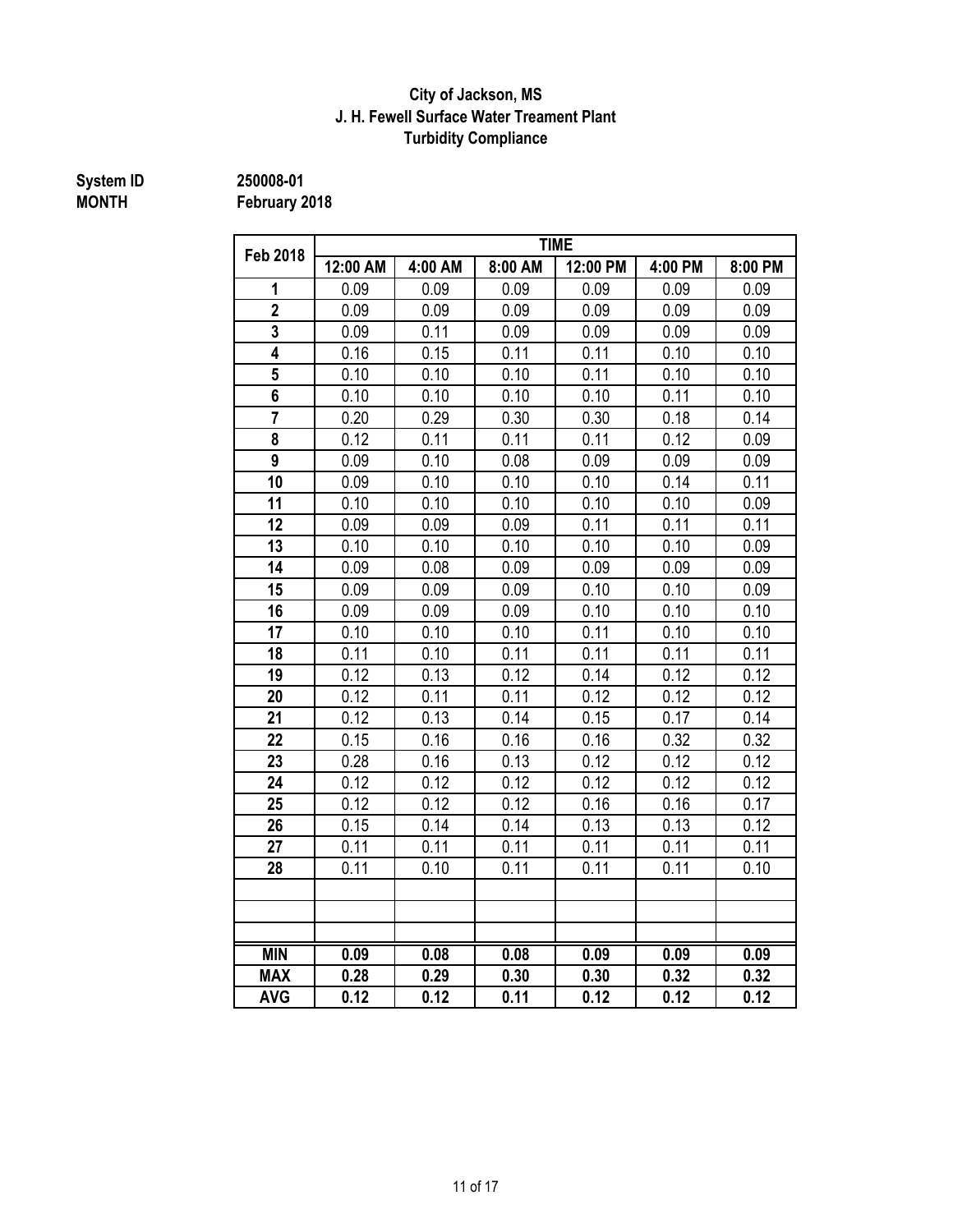**City of Jackson, MS**
**J. H. Fewell Surface Water Treament Plant**
**Turbidity Compliance**

**System ID** 250008-01
**MONTH** February 2018

| Feb 2018 | TIME | | | | | |
|---|---|---|---|---|---|---|
| | 12:00 AM | 4:00 AM | 8:00 AM | 12:00 PM | 4:00 PM | 8:00 PM |
| 1 | 0.09 | 0.09 | 0.09 | 0.09 | 0.09 | 0.09 |
| 2 | 0.09 | 0.09 | 0.09 | 0.09 | 0.09 | 0.09 |
| 3 | 0.09 | 0.11 | 0.09 | 0.09 | 0.09 | 0.09 |
| 4 | 0.16 | 0.15 | 0.11 | 0.11 | 0.10 | 0.10 |
| 5 | 0.10 | 0.10 | 0.10 | 0.11 | 0.10 | 0.10 |
| 6 | 0.10 | 0.10 | 0.10 | 0.10 | 0.11 | 0.10 |
| 7 | 0.20 | 0.29 | 0.30 | 0.30 | 0.18 | 0.14 |
| 8 | 0.12 | 0.11 | 0.11 | 0.11 | 0.12 | 0.09 |
| 9 | 0.09 | 0.10 | 0.08 | 0.09 | 0.09 | 0.09 |
| 10 | 0.09 | 0.10 | 0.10 | 0.10 | 0.14 | 0.11 |
| 11 | 0.10 | 0.10 | 0.10 | 0.10 | 0.10 | 0.09 |
| 12 | 0.09 | 0.09 | 0.09 | 0.11 | 0.11 | 0.11 |
| 13 | 0.10 | 0.10 | 0.10 | 0.10 | 0.10 | 0.09 |
| 14 | 0.09 | 0.08 | 0.09 | 0.09 | 0.09 | 0.09 |
| 15 | 0.09 | 0.09 | 0.09 | 0.10 | 0.10 | 0.09 |
| 16 | 0.09 | 0.09 | 0.09 | 0.10 | 0.10 | 0.10 |
| 17 | 0.10 | 0.10 | 0.10 | 0.11 | 0.10 | 0.10 |
| 18 | 0.11 | 0.10 | 0.11 | 0.11 | 0.11 | 0.11 |
| 19 | 0.12 | 0.13 | 0.12 | 0.14 | 0.12 | 0.12 |
| 20 | 0.12 | 0.11 | 0.11 | 0.12 | 0.12 | 0.12 |
| 21 | 0.12 | 0.13 | 0.14 | 0.15 | 0.17 | 0.14 |
| 22 | 0.15 | 0.16 | 0.16 | 0.16 | 0.32 | 0.32 |
| 23 | 0.28 | 0.16 | 0.13 | 0.12 | 0.12 | 0.12 |
| 24 | 0.12 | 0.12 | 0.12 | 0.12 | 0.12 | 0.12 |
| 25 | 0.12 | 0.12 | 0.12 | 0.16 | 0.16 | 0.17 |
| 26 | 0.15 | 0.14 | 0.14 | 0.13 | 0.13 | 0.12 |
| 27 | 0.11 | 0.11 | 0.11 | 0.11 | 0.11 | 0.11 |
| 28 | 0.11 | 0.10 | 0.11 | 0.11 | 0.11 | 0.10 |
| | | | | | | |
| | | | | | | |
| | | | | | | |
| **MIN** | **0.09** | **0.08** | **0.08** | **0.09** | **0.09** | **0.09** |
| **MAX** | **0.28** | **0.29** | **0.30** | **0.30** | **0.32** | **0.32** |
| **AVG** | **0.12** | **0.12** | **0.11** | **0.12** | **0.12** | **0.12** |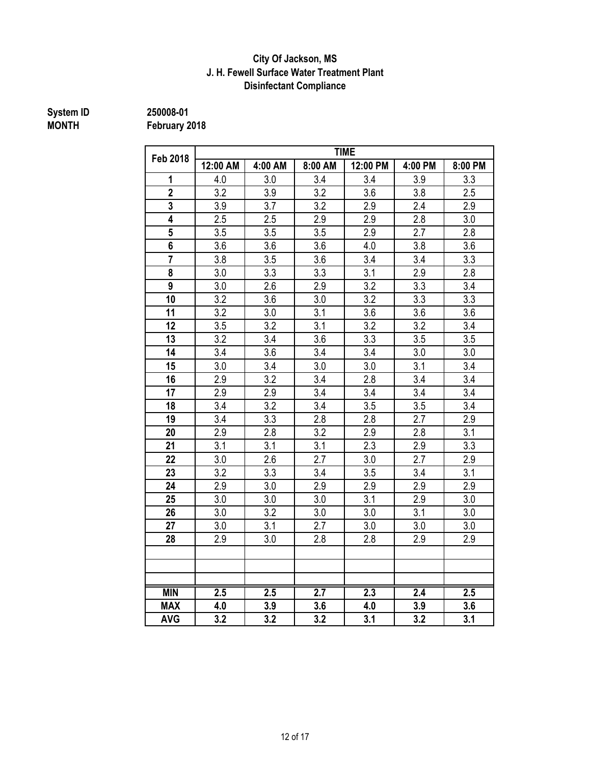**City Of Jackson, MS**
**J. H. Fewell Surface Water Treatment Plant**
**Disinfectant Compliance**

**System ID** 250008-01
**MONTH** February 2018

| Feb 2018 | TIME | | | | | |
|---|---|---|---|---|---|---|
| | 12:00 AM | 4:00 AM | 8:00 AM | 12:00 PM | 4:00 PM | 8:00 PM |
| 1 | 4.0 | 3.0 | 3.4 | 3.4 | 3.9 | 3.3 |
| 2 | 3.2 | 3.9 | 3.2 | 3.6 | 3.8 | 2.5 |
| 3 | 3.9 | 3.7 | 3.2 | 2.9 | 2.4 | 2.9 |
| 4 | 2.5 | 2.5 | 2.9 | 2.9 | 2.8 | 3.0 |
| 5 | 3.5 | 3.5 | 3.5 | 2.9 | 2.7 | 2.8 |
| 6 | 3.6 | 3.6 | 3.6 | 4.0 | 3.8 | 3.6 |
| 7 | 3.8 | 3.5 | 3.6 | 3.4 | 3.4 | 3.3 |
| 8 | 3.0 | 3.3 | 3.3 | 3.1 | 2.9 | 2.8 |
| 9 | 3.0 | 2.6 | 2.9 | 3.2 | 3.3 | 3.4 |
| 10 | 3.2 | 3.6 | 3.0 | 3.2 | 3.3 | 3.3 |
| 11 | 3.2 | 3.0 | 3.1 | 3.6 | 3.6 | 3.6 |
| 12 | 3.5 | 3.2 | 3.1 | 3.2 | 3.2 | 3.4 |
| 13 | 3.2 | 3.4 | 3.6 | 3.3 | 3.5 | 3.5 |
| 14 | 3.4 | 3.6 | 3.4 | 3.4 | 3.0 | 3.0 |
| 15 | 3.0 | 3.4 | 3.0 | 3.0 | 3.1 | 3.4 |
| 16 | 2.9 | 3.2 | 3.4 | 2.8 | 3.4 | 3.4 |
| 17 | 2.9 | 2.9 | 3.4 | 3.4 | 3.4 | 3.4 |
| 18 | 3.4 | 3.2 | 3.4 | 3.5 | 3.5 | 3.4 |
| 19 | 3.4 | 3.3 | 2.8 | 2.8 | 2.7 | 2.9 |
| 20 | 2.9 | 2.8 | 3.2 | 2.9 | 2.8 | 3.1 |
| 21 | 3.1 | 3.1 | 3.1 | 2.3 | 2.9 | 3.3 |
| 22 | 3.0 | 2.6 | 2.7 | 3.0 | 2.7 | 2.9 |
| 23 | 3.2 | 3.3 | 3.4 | 3.5 | 3.4 | 3.1 |
| 24 | 2.9 | 3.0 | 2.9 | 2.9 | 2.9 | 2.9 |
| 25 | 3.0 | 3.0 | 3.0 | 3.1 | 2.9 | 3.0 |
| 26 | 3.0 | 3.2 | 3.0 | 3.0 | 3.1 | 3.0 |
| 27 | 3.0 | 3.1 | 2.7 | 3.0 | 3.0 | 3.0 |
| 28 | 2.9 | 3.0 | 2.8 | 2.8 | 2.9 | 2.9 |
| | | | | | | |
| | | | | | | |
| | | | | | | |
| **MIN** | **2.5** | **2.5** | **2.7** | **2.3** | **2.4** | **2.5** |
| **MAX** | **4.0** | **3.9** | **3.6** | **4.0** | **3.9** | **3.6** |
| **AVG** | **3.2** | **3.2** | **3.2** | **3.1** | **3.2** | **3.1** |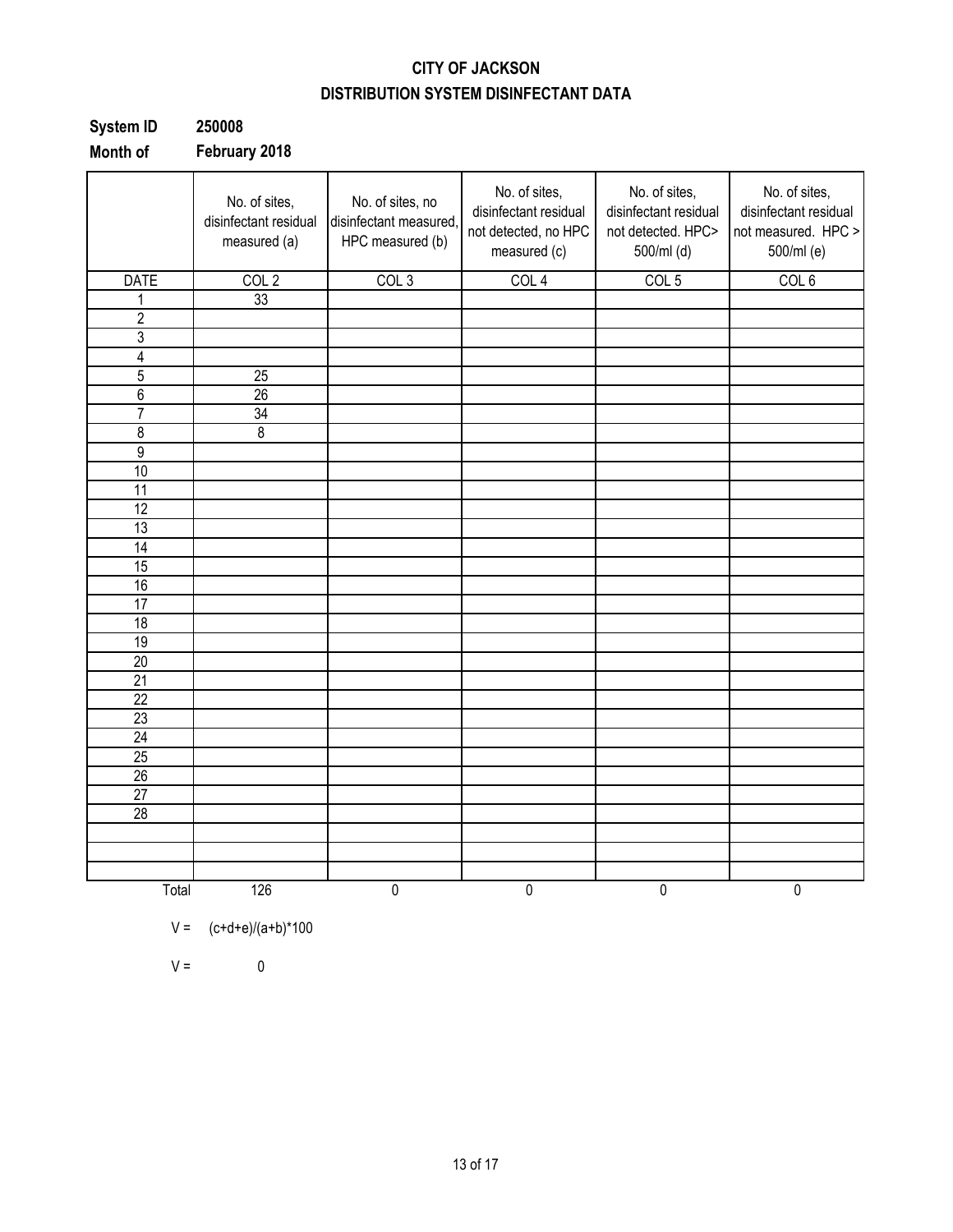# CITY OF JACKSON

## DISTRIBUTION SYSTEM DISINFECTANT DATA

**System ID** **250008**

**Month of** **February 2018**

| | No. of sites, disinfectant residual measured (a) | No. of sites, no disinfectant measured, HPC measured (b) | No. of sites, disinfectant residual not detected, no HPC measured (c) | No. of sites, disinfectant residual not detected. HPC> 500/ml (d) | No. of sites, disinfectant residual not measured. HPC > 500/ml (e) |
|---|---|---|---|---|---|
| DATE | COL 2 | COL 3 | COL 4 | COL 5 | COL 6 |
| 1 | 33 | | | | |
| 2 | | | | | |
| 3 | | | | | |
| 4 | | | | | |
| 5 | 25 | | | | |
| 6 | 26 | | | | |
| 7 | 34 | | | | |
| 8 | 8 | | | | |
| 9 | | | | | |
| 10 | | | | | |
| 11 | | | | | |
| 12 | | | | | |
| 13 | | | | | |
| 14 | | | | | |
| 15 | | | | | |
| 16 | | | | | |
| 17 | | | | | |
| 18 | | | | | |
| 19 | | | | | |
| 20 | | | | | |
| 21 | | | | | |
| 22 | | | | | |
| 23 | | | | | |
| 24 | | | | | |
| 25 | | | | | |
| 26 | | | | | |
| 27 | | | | | |
| 28 | | | | | |
| | | | | | |
| | | | | | |
| | | | | | |
| Total | 126 | 0 | 0 | 0 | 0 |

V = (c+d+e)/(a+b)*100

V = 0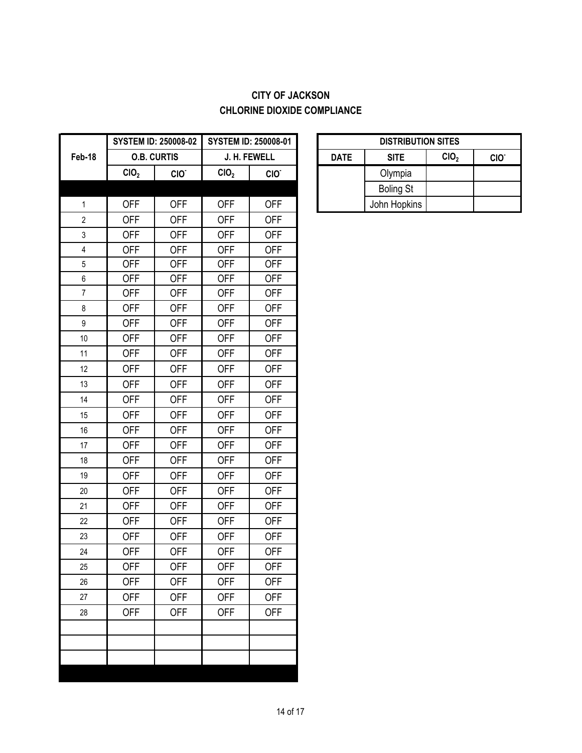**CITY OF JACKSON**
**CHLORINE DIOXIDE COMPLIANCE**

| Feb-18 | SYSTEM ID: 250008-02 | | SYSTEM ID: 250008-01 | |
|---|---|---|---|---|
| | O.B. CURTIS | | J. H. FEWELL | |
| | $ClO_2$ | $ClO^-$ | $ClO_2$ | $ClO^-$ |
| | | | | |
| 1 | OFF | OFF | OFF | OFF |
| 2 | OFF | OFF | OFF | OFF |
| 3 | OFF | OFF | OFF | OFF |
| 4 | OFF | OFF | OFF | OFF |
| 5 | OFF | OFF | OFF | OFF |
| 6 | OFF | OFF | OFF | OFF |
| 7 | OFF | OFF | OFF | OFF |
| 8 | OFF | OFF | OFF | OFF |
| 9 | OFF | OFF | OFF | OFF |
| 10 | OFF | OFF | OFF | OFF |
| 11 | OFF | OFF | OFF | OFF |
| 12 | OFF | OFF | OFF | OFF |
| 13 | OFF | OFF | OFF | OFF |
| 14 | OFF | OFF | OFF | OFF |
| 15 | OFF | OFF | OFF | OFF |
| 16 | OFF | OFF | OFF | OFF |
| 17 | OFF | OFF | OFF | OFF |
| 18 | OFF | OFF | OFF | OFF |
| 19 | OFF | OFF | OFF | OFF |
| 20 | OFF | OFF | OFF | OFF |
| 21 | OFF | OFF | OFF | OFF |
| 22 | OFF | OFF | OFF | OFF |
| 23 | OFF | OFF | OFF | OFF |
| 24 | OFF | OFF | OFF | OFF |
| 25 | OFF | OFF | OFF | OFF |
| 26 | OFF | OFF | OFF | OFF |
| 27 | OFF | OFF | OFF | OFF |
| 28 | OFF | OFF | OFF | OFF |
| | | | | |
| | | | | |
| | | | | |

| DISTRIBUTION SITES | | | |
|---|---|---|---|
| DATE | SITE | $ClO_2$ | $ClO^-$ |
| | Olympia | | |
| | Boling St | | |
| | John Hopkins | | |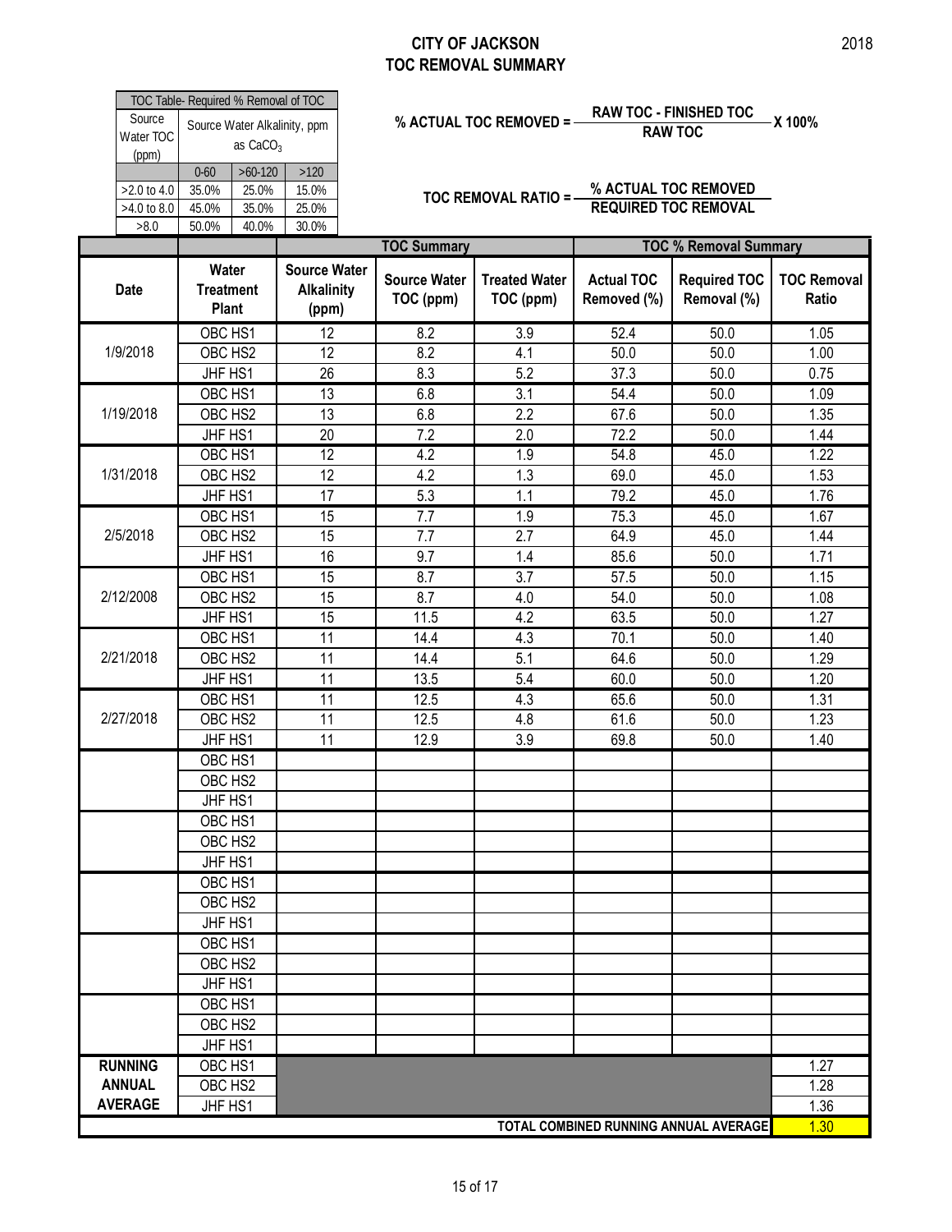# CITY OF JACKSON
## TOC REMOVAL SUMMARY

2018

| TOC Table- Required % Removal of TOC | | | |
|---|---|---|---|
| Source Water TOC (ppm) | Source Water Alkalinity, ppm as $CaCO_3$ | | |
| | 0-60 | >60-120 | >120 |
| >2.0 to 4.0 | 35.0% | 25.0% | 15.0% |
| >4.0 to 8.0 | 45.0% | 35.0% | 25.0% |
| >8.0 | 50.0% | 40.0% | 30.0% |

$$\text{\% ACTUAL TOC REMOVED} = \frac{\text{RAW TOC - FINISHED TOC}}{\text{RAW TOC}} \times 100\%$$

$$\text{TOC REMOVAL RATIO} = \frac{\text{\% ACTUAL TOC REMOVED}}{\text{REQUIRED TOC REMOVAL}}$$

| | | | TOC Summary | | TOC % Removal Summary | | |
|---|---|---|---|---|---|---|---|
| Date | Water Treatment Plant | Source Water Alkalinity (ppm) | Source Water TOC (ppm) | Treated Water TOC (ppm) | Actual TOC Removed (%) | Required TOC Removal (%) | TOC Removal Ratio |
| 1/9/2018 | OBC HS1 | 12 | 8.2 | 3.9 | 52.4 | 50.0 | 1.05 |
| | OBC HS2 | 12 | 8.2 | 4.1 | 50.0 | 50.0 | 1.00 |
| | JHF HS1 | 26 | 8.3 | 5.2 | 37.3 | 50.0 | 0.75 |
| 1/19/2018 | OBC HS1 | 13 | 6.8 | 3.1 | 54.4 | 50.0 | 1.09 |
| | OBC HS2 | 13 | 6.8 | 2.2 | 67.6 | 50.0 | 1.35 |
| | JHF HS1 | 20 | 7.2 | 2.0 | 72.2 | 50.0 | 1.44 |
| 1/31/2018 | OBC HS1 | 12 | 4.2 | 1.9 | 54.8 | 45.0 | 1.22 |
| | OBC HS2 | 12 | 4.2 | 1.3 | 69.0 | 45.0 | 1.53 |
| | JHF HS1 | 17 | 5.3 | 1.1 | 79.2 | 45.0 | 1.76 |
| 2/5/2018 | OBC HS1 | 15 | 7.7 | 1.9 | 75.3 | 45.0 | 1.67 |
| | OBC HS2 | 15 | 7.7 | 2.7 | 64.9 | 45.0 | 1.44 |
| | JHF HS1 | 16 | 9.7 | 1.4 | 85.6 | 50.0 | 1.71 |
| 2/12/2008 | OBC HS1 | 15 | 8.7 | 3.7 | 57.5 | 50.0 | 1.15 |
| | OBC HS2 | 15 | 8.7 | 4.0 | 54.0 | 50.0 | 1.08 |
| | JHF HS1 | 15 | 11.5 | 4.2 | 63.5 | 50.0 | 1.27 |
| 2/21/2018 | OBC HS1 | 11 | 14.4 | 4.3 | 70.1 | 50.0 | 1.40 |
| | OBC HS2 | 11 | 14.4 | 5.1 | 64.6 | 50.0 | 1.29 |
| | JHF HS1 | 11 | 13.5 | 5.4 | 60.0 | 50.0 | 1.20 |
| 2/27/2018 | OBC HS1 | 11 | 12.5 | 4.3 | 65.6 | 50.0 | 1.31 |
| | OBC HS2 | 11 | 12.5 | 4.8 | 61.6 | 50.0 | 1.23 |
| | JHF HS1 | 11 | 12.9 | 3.9 | 69.8 | 50.0 | 1.40 |
| | OBC HS1 | | | | | | |
| | OBC HS2 | | | | | | |
| | JHF HS1 | | | | | | |
| | OBC HS1 | | | | | | |
| | OBC HS2 | | | | | | |
| | JHF HS1 | | | | | | |
| | OBC HS1 | | | | | | |
| | OBC HS2 | | | | | | |
| | JHF HS1 | | | | | | |
| | OBC HS1 | | | | | | |
| | OBC HS2 | | | | | | |
| | JHF HS1 | | | | | | |
| | OBC HS1 | | | | | | |
| | OBC HS2 | | | | | | |
| | JHF HS1 | | | | | | |
| RUNNING ANNUAL AVERAGE | OBC HS1 | | | | | | 1.27 |
| | OBC HS2 | | | | | | 1.28 |
| | JHF HS1 | | | | | | 1.36 |
| TOTAL COMBINED RUNNING ANNUAL AVERAGE | | | | | | | 1.30 |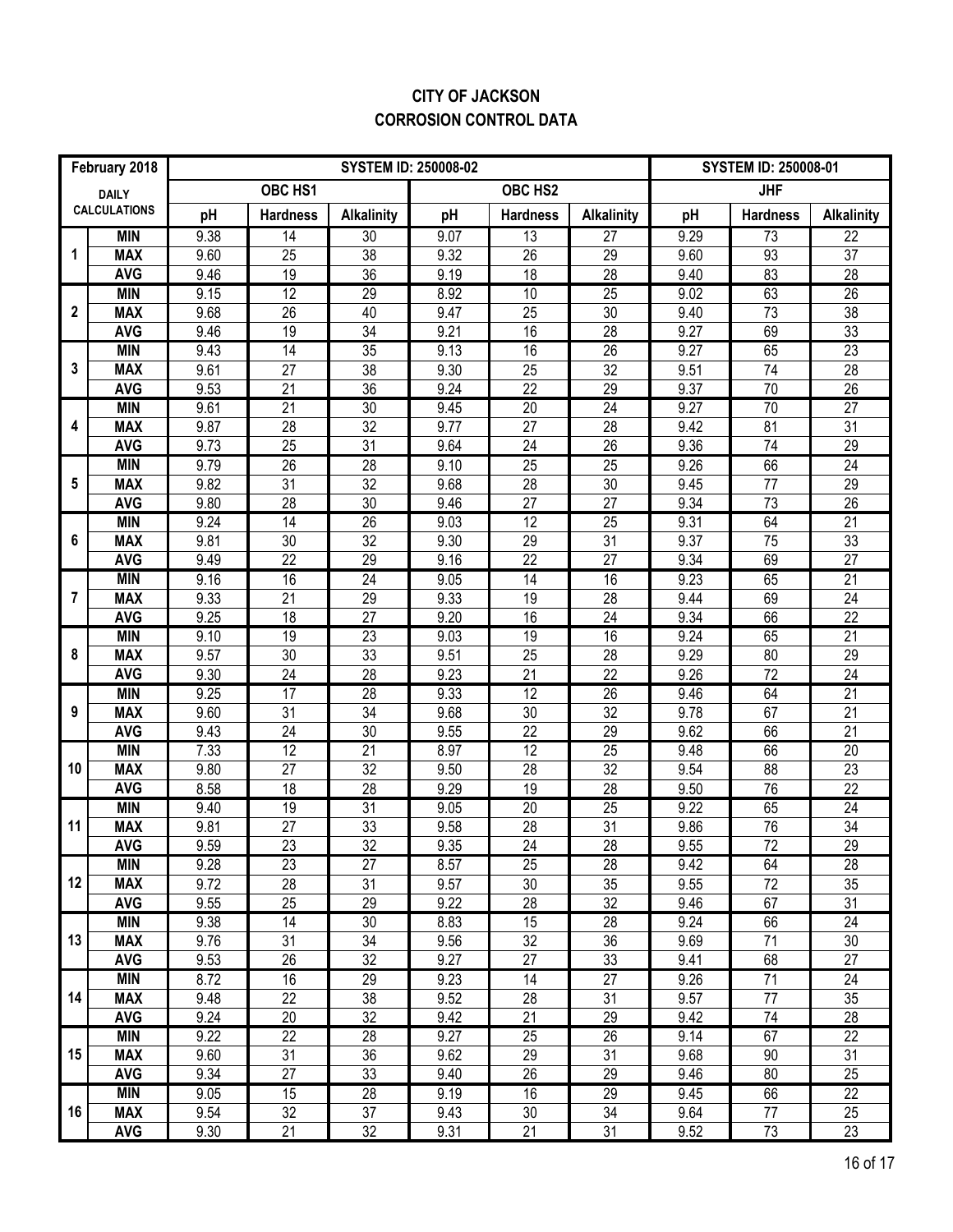# CITY OF JACKSON
## CORROSION CONTROL DATA

| February 2018 | | SYSTEM ID: 250008-02 | | | | | | SYSTEM ID: 250008-01 | | |
|---|---|---|---|---|---|---|---|---|---|---|
| DAILY CALCULATIONS | | OBC HS1 | | | OBC HS2 | | | JHF | | |
| | | pH | Hardness | Alkalinity | pH | Hardness | Alkalinity | pH | Hardness | Alkalinity |
| 1 | MIN | 9.38 | 14 | 30 | 9.07 | 13 | 27 | 9.29 | 73 | 22 |
| | MAX | 9.60 | 25 | 38 | 9.32 | 26 | 29 | 9.60 | 93 | 37 |
| | AVG | 9.46 | 19 | 36 | 9.19 | 18 | 28 | 9.40 | 83 | 28 |
| 2 | MIN | 9.15 | 12 | 29 | 8.92 | 10 | 25 | 9.02 | 63 | 26 |
| | MAX | 9.68 | 26 | 40 | 9.47 | 25 | 30 | 9.40 | 73 | 38 |
| | AVG | 9.46 | 19 | 34 | 9.21 | 16 | 28 | 9.27 | 69 | 33 |
| 3 | MIN | 9.43 | 14 | 35 | 9.13 | 16 | 26 | 9.27 | 65 | 23 |
| | MAX | 9.61 | 27 | 38 | 9.30 | 25 | 32 | 9.51 | 74 | 28 |
| | AVG | 9.53 | 21 | 36 | 9.24 | 22 | 29 | 9.37 | 70 | 26 |
| 4 | MIN | 9.61 | 21 | 30 | 9.45 | 20 | 24 | 9.27 | 70 | 27 |
| | MAX | 9.87 | 28 | 32 | 9.77 | 27 | 28 | 9.42 | 81 | 31 |
| | AVG | 9.73 | 25 | 31 | 9.64 | 24 | 26 | 9.36 | 74 | 29 |
| 5 | MIN | 9.79 | 26 | 28 | 9.10 | 25 | 25 | 9.26 | 66 | 24 |
| | MAX | 9.82 | 31 | 32 | 9.68 | 28 | 30 | 9.45 | 77 | 29 |
| | AVG | 9.80 | 28 | 30 | 9.46 | 27 | 27 | 9.34 | 73 | 26 |
| 6 | MIN | 9.24 | 14 | 26 | 9.03 | 12 | 25 | 9.31 | 64 | 21 |
| | MAX | 9.81 | 30 | 32 | 9.30 | 29 | 31 | 9.37 | 75 | 33 |
| | AVG | 9.49 | 22 | 29 | 9.16 | 22 | 27 | 9.34 | 69 | 27 |
| 7 | MIN | 9.16 | 16 | 24 | 9.05 | 14 | 16 | 9.23 | 65 | 21 |
| | MAX | 9.33 | 21 | 29 | 9.33 | 19 | 28 | 9.44 | 69 | 24 |
| | AVG | 9.25 | 18 | 27 | 9.20 | 16 | 24 | 9.34 | 66 | 22 |
| 8 | MIN | 9.10 | 19 | 23 | 9.03 | 19 | 16 | 9.24 | 65 | 21 |
| | MAX | 9.57 | 30 | 33 | 9.51 | 25 | 28 | 9.29 | 80 | 29 |
| | AVG | 9.30 | 24 | 28 | 9.23 | 21 | 22 | 9.26 | 72 | 24 |
| 9 | MIN | 9.25 | 17 | 28 | 9.33 | 12 | 26 | 9.46 | 64 | 21 |
| | MAX | 9.60 | 31 | 34 | 9.68 | 30 | 32 | 9.78 | 67 | 21 |
| | AVG | 9.43 | 24 | 30 | 9.55 | 22 | 29 | 9.62 | 66 | 21 |
| 10 | MIN | 7.33 | 12 | 21 | 8.97 | 12 | 25 | 9.48 | 66 | 20 |
| | MAX | 9.80 | 27 | 32 | 9.50 | 28 | 32 | 9.54 | 88 | 23 |
| | AVG | 8.58 | 18 | 28 | 9.29 | 19 | 28 | 9.50 | 76 | 22 |
| 11 | MIN | 9.40 | 19 | 31 | 9.05 | 20 | 25 | 9.22 | 65 | 24 |
| | MAX | 9.81 | 27 | 33 | 9.58 | 28 | 31 | 9.86 | 76 | 34 |
| | AVG | 9.59 | 23 | 32 | 9.35 | 24 | 28 | 9.55 | 72 | 29 |
| 12 | MIN | 9.28 | 23 | 27 | 8.57 | 25 | 28 | 9.42 | 64 | 28 |
| | MAX | 9.72 | 28 | 31 | 9.57 | 30 | 35 | 9.55 | 72 | 35 |
| | AVG | 9.55 | 25 | 29 | 9.22 | 28 | 32 | 9.46 | 67 | 31 |
| 13 | MIN | 9.38 | 14 | 30 | 8.83 | 15 | 28 | 9.24 | 66 | 24 |
| | MAX | 9.76 | 31 | 34 | 9.56 | 32 | 36 | 9.69 | 71 | 30 |
| | AVG | 9.53 | 26 | 32 | 9.27 | 27 | 33 | 9.41 | 68 | 27 |
| 14 | MIN | 8.72 | 16 | 29 | 9.23 | 14 | 27 | 9.26 | 71 | 24 |
| | MAX | 9.48 | 22 | 38 | 9.52 | 28 | 31 | 9.57 | 77 | 35 |
| | AVG | 9.24 | 20 | 32 | 9.42 | 21 | 29 | 9.42 | 74 | 28 |
| 15 | MIN | 9.22 | 22 | 28 | 9.27 | 25 | 26 | 9.14 | 67 | 22 |
| | MAX | 9.60 | 31 | 36 | 9.62 | 29 | 31 | 9.68 | 90 | 31 |
| | AVG | 9.34 | 27 | 33 | 9.40 | 26 | 29 | 9.46 | 80 | 25 |
| 16 | MIN | 9.05 | 15 | 28 | 9.19 | 16 | 29 | 9.45 | 66 | 22 |
| | MAX | 9.54 | 32 | 37 | 9.43 | 30 | 34 | 9.64 | 77 | 25 |
| | AVG | 9.30 | 21 | 32 | 9.31 | 21 | 31 | 9.52 | 73 | 23 |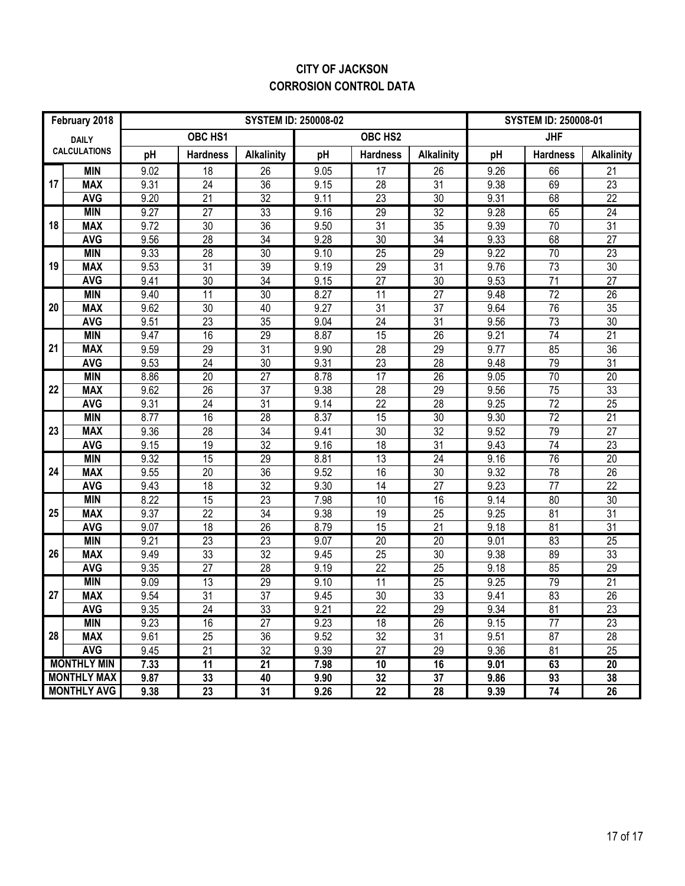# CITY OF JACKSON
# CORROSION CONTROL DATA

| February 2018 | | SYSTEM ID: 250008-02 | | | | | | SYSTEM ID: 250008-01 | | |
|---|---|---|---|---|---|---|---|---|---|---|
| DAILY CALCULATIONS | | OBC HS1 | | | OBC HS2 | | | JHF | | |
| | | pH | Hardness | Alkalinity | pH | Hardness | Alkalinity | pH | Hardness | Alkalinity |
| 17 | MIN | 9.02 | 18 | 26 | 9.05 | 17 | 26 | 9.26 | 66 | 21 |
| | MAX | 9.31 | 24 | 36 | 9.15 | 28 | 31 | 9.38 | 69 | 23 |
| | AVG | 9.20 | 21 | 32 | 9.11 | 23 | 30 | 9.31 | 68 | 22 |
| 18 | MIN | 9.27 | 27 | 33 | 9.16 | 29 | 32 | 9.28 | 65 | 24 |
| | MAX | 9.72 | 30 | 36 | 9.50 | 31 | 35 | 9.39 | 70 | 31 |
| | AVG | 9.56 | 28 | 34 | 9.28 | 30 | 34 | 9.33 | 68 | 27 |
| 19 | MIN | 9.33 | 28 | 30 | 9.10 | 25 | 29 | 9.22 | 70 | 23 |
| | MAX | 9.53 | 31 | 39 | 9.19 | 29 | 31 | 9.76 | 73 | 30 |
| | AVG | 9.41 | 30 | 34 | 9.15 | 27 | 30 | 9.53 | 71 | 27 |
| 20 | MIN | 9.40 | 11 | 30 | 8.27 | 11 | 27 | 9.48 | 72 | 26 |
| | MAX | 9.62 | 30 | 40 | 9.27 | 31 | 37 | 9.64 | 76 | 35 |
| | AVG | 9.51 | 23 | 35 | 9.04 | 24 | 31 | 9.56 | 73 | 30 |
| 21 | MIN | 9.47 | 16 | 29 | 8.87 | 15 | 26 | 9.21 | 74 | 21 |
| | MAX | 9.59 | 29 | 31 | 9.90 | 28 | 29 | 9.77 | 85 | 36 |
| | AVG | 9.53 | 24 | 30 | 9.31 | 23 | 28 | 9.48 | 79 | 31 |
| 22 | MIN | 8.86 | 20 | 27 | 8.78 | 17 | 26 | 9.05 | 70 | 20 |
| | MAX | 9.62 | 26 | 37 | 9.38 | 28 | 29 | 9.56 | 75 | 33 |
| | AVG | 9.31 | 24 | 31 | 9.14 | 22 | 28 | 9.25 | 72 | 25 |
| 23 | MIN | 8.77 | 16 | 28 | 8.37 | 15 | 30 | 9.30 | 72 | 21 |
| | MAX | 9.36 | 28 | 34 | 9.41 | 30 | 32 | 9.52 | 79 | 27 |
| | AVG | 9.15 | 19 | 32 | 9.16 | 18 | 31 | 9.43 | 74 | 23 |
| 24 | MIN | 9.32 | 15 | 29 | 8.81 | 13 | 24 | 9.16 | 76 | 20 |
| | MAX | 9.55 | 20 | 36 | 9.52 | 16 | 30 | 9.32 | 78 | 26 |
| | AVG | 9.43 | 18 | 32 | 9.30 | 14 | 27 | 9.23 | 77 | 22 |
| 25 | MIN | 8.22 | 15 | 23 | 7.98 | 10 | 16 | 9.14 | 80 | 30 |
| | MAX | 9.37 | 22 | 34 | 9.38 | 19 | 25 | 9.25 | 81 | 31 |
| | AVG | 9.07 | 18 | 26 | 8.79 | 15 | 21 | 9.18 | 81 | 31 |
| 26 | MIN | 9.21 | 23 | 23 | 9.07 | 20 | 20 | 9.01 | 83 | 25 |
| | MAX | 9.49 | 33 | 32 | 9.45 | 25 | 30 | 9.38 | 89 | 33 |
| | AVG | 9.35 | 27 | 28 | 9.19 | 22 | 25 | 9.18 | 85 | 29 |
| 27 | MIN | 9.09 | 13 | 29 | 9.10 | 11 | 25 | 9.25 | 79 | 21 |
| | MAX | 9.54 | 31 | 37 | 9.45 | 30 | 33 | 9.41 | 83 | 26 |
| | AVG | 9.35 | 24 | 33 | 9.21 | 22 | 29 | 9.34 | 81 | 23 |
| 28 | MIN | 9.23 | 16 | 27 | 9.23 | 18 | 26 | 9.15 | 77 | 23 |
| | MAX | 9.61 | 25 | 36 | 9.52 | 32 | 31 | 9.51 | 87 | 28 |
| | AVG | 9.45 | 21 | 32 | 9.39 | 27 | 29 | 9.36 | 81 | 25 |
| **MONTHLY MIN** | | **7.33** | **11** | **21** | **7.98** | **10** | **16** | **9.01** | **63** | **20** |
| **MONTHLY MAX** | | **9.87** | **33** | **40** | **9.90** | **32** | **37** | **9.86** | **93** | **38** |
| **MONTHLY AVG** | | **9.38** | **23** | **31** | **9.26** | **22** | **28** | **9.39** | **74** | **26** |